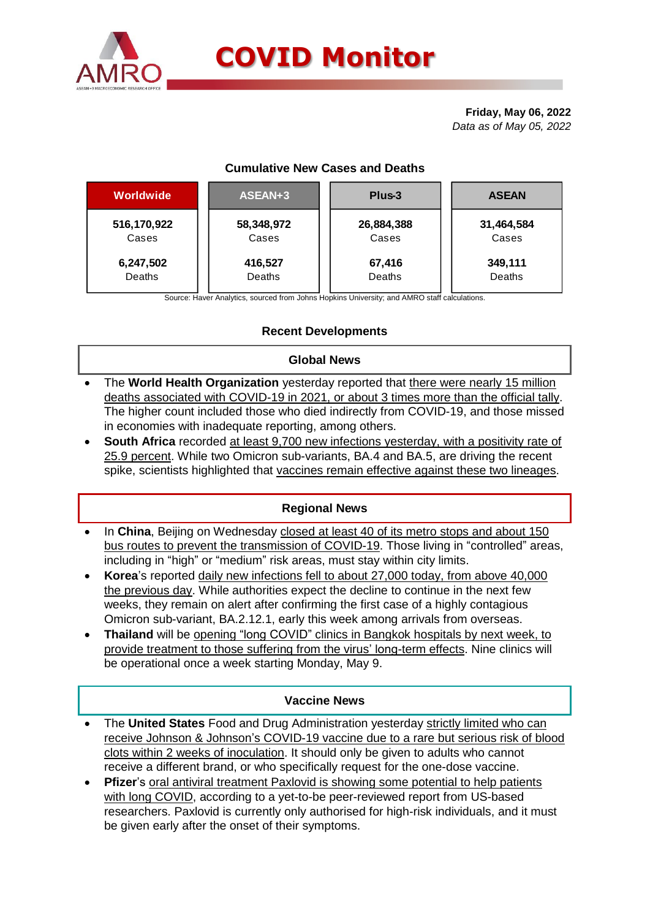# COVID Monitor

**Friday, May 06, 2022**
*Data as of May 05, 2022*

## Cumulative New Cases and Deaths

| Worldwide | ASEAN+3 | Plus-3 | ASEAN |
|---|---|---|---|
| **516,170,922** Cases | **58,348,972** Cases | **26,884,388** Cases | **31,464,584** Cases |
| **6,247,502** Deaths | **416,527** Deaths | **67,416** Deaths | **349,111** Deaths |

Source: Haver Analytics, sourced from Johns Hopkins University; and AMRO staff calculations.

## Recent Developments

### Global News

- The **World Health Organization** yesterday reported that there were nearly 15 million deaths associated with COVID-19 in 2021, or about 3 times more than the official tally. The higher count included those who died indirectly from COVID-19, and those missed in economies with inadequate reporting, among others.
- **South Africa** recorded at least 9,700 new infections yesterday, with a positivity rate of 25.9 percent. While two Omicron sub-variants, BA.4 and BA.5, are driving the recent spike, scientists highlighted that vaccines remain effective against these two lineages.

### Regional News

- In **China**, Beijing on Wednesday closed at least 40 of its metro stops and about 150 bus routes to prevent the transmission of COVID-19. Those living in "controlled" areas, including in "high" or "medium" risk areas, must stay within city limits.
- **Korea**'s reported daily new infections fell to about 27,000 today, from above 40,000 the previous day. While authorities expect the decline to continue in the next few weeks, they remain on alert after confirming the first case of a highly contagious Omicron sub-variant, BA.2.12.1, early this week among arrivals from overseas.
- **Thailand** will be opening "long COVID" clinics in Bangkok hospitals by next week, to provide treatment to those suffering from the virus' long-term effects. Nine clinics will be operational once a week starting Monday, May 9.

### Vaccine News

- The **United States** Food and Drug Administration yesterday strictly limited who can receive Johnson & Johnson's COVID-19 vaccine due to a rare but serious risk of blood clots within 2 weeks of inoculation. It should only be given to adults who cannot receive a different brand, or who specifically request for the one-dose vaccine.
- **Pfizer**'s oral antiviral treatment Paxlovid is showing some potential to help patients with long COVID, according to a yet-to-be peer-reviewed report from US-based researchers. Paxlovid is currently only authorised for high-risk individuals, and it must be given early after the onset of their symptoms.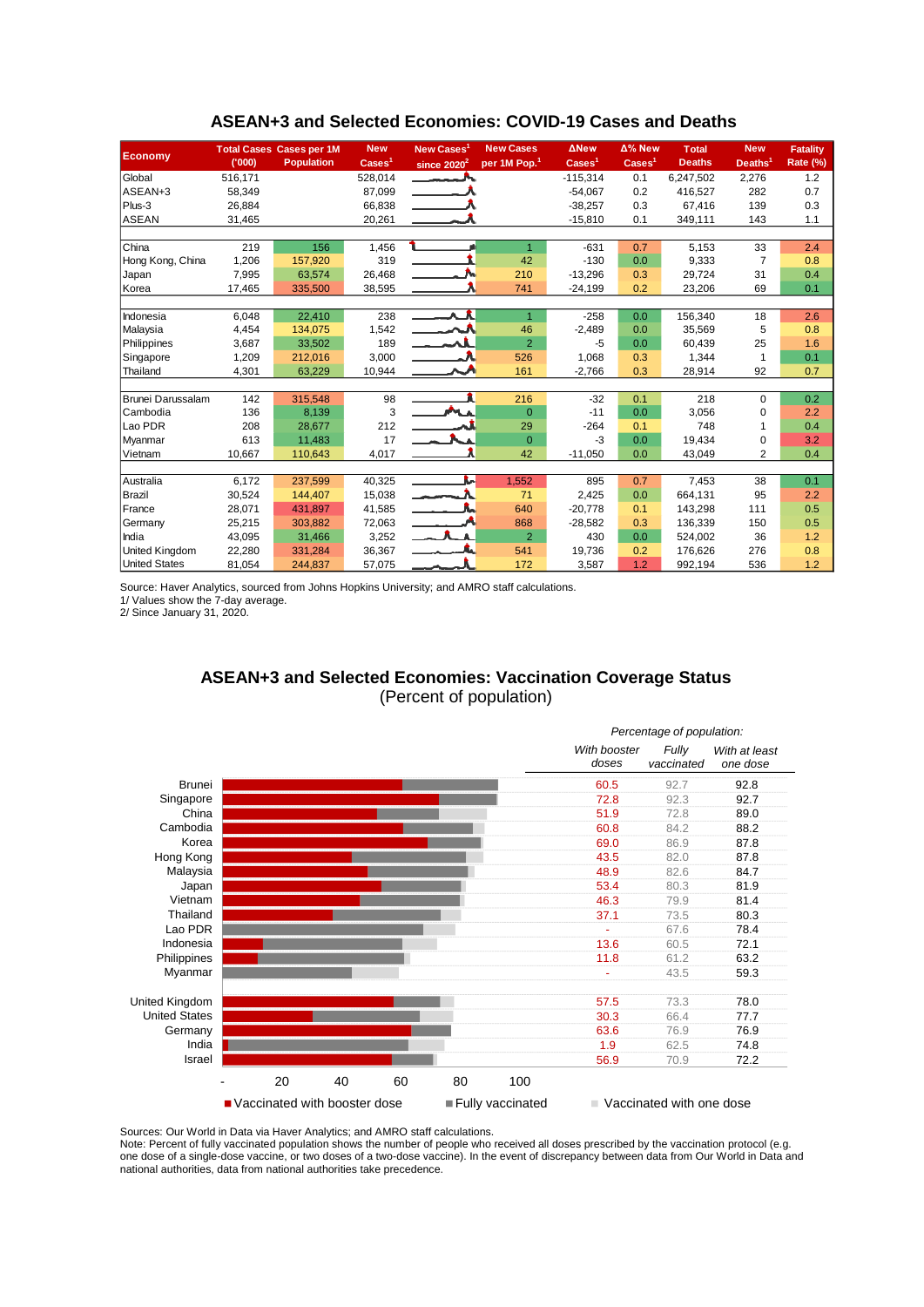## ASEAN+3 and Selected Economies: COVID-19 Cases and Deaths

| Economy | Total Cases ('000) | Cases per 1M Population | New Cases[1] | New Cases[1] since 2020[2] | New Cases per 1M Pop.[1] | ΔNew Cases[1] | Δ% New Cases[1] | Total Deaths | New Deaths[1] | Fatality Rate (%) |
|---|---|---|---|---|---|---|---|---|---|---|
| Global | 516,171 | | 528,014 | | | -115,314 | 0.1 | 6,247,502 | 2,276 | 1.2 |
| ASEAN+3 | 58,349 | | 87,099 | | | -54,067 | 0.2 | 416,527 | 282 | 0.7 |
| Plus-3 | 26,884 | | 66,838 | | | -38,257 | 0.3 | 67,416 | 139 | 0.3 |
| ASEAN | 31,465 | | 20,261 | | | -15,810 | 0.1 | 349,111 | 143 | 1.1 |
| | | | | | | | | | | |
| China | 219 | 156 | 1,456 | | 1 | -631 | 0.7 | 5,153 | 33 | 2.4 |
| Hong Kong, China | 1,206 | 157,920 | 319 | | 42 | -130 | 0.0 | 9,333 | 7 | 0.8 |
| Japan | 7,995 | 63,574 | 26,468 | | 210 | -13,296 | 0.3 | 29,724 | 31 | 0.4 |
| Korea | 17,465 | 335,500 | 38,595 | | 741 | -24,199 | 0.2 | 23,206 | 69 | 0.1 |
| | | | | | | | | | | |
| Indonesia | 6,048 | 22,410 | 238 | | 1 | -258 | 0.0 | 156,340 | 18 | 2.6 |
| Malaysia | 4,454 | 134,075 | 1,542 | | 46 | -2,489 | 0.0 | 35,569 | 5 | 0.8 |
| Philippines | 3,687 | 33,502 | 189 | | 2 | -5 | 0.0 | 60,439 | 25 | 1.6 |
| Singapore | 1,209 | 212,016 | 3,000 | | 526 | 1,068 | 0.3 | 1,344 | 1 | 0.1 |
| Thailand | 4,301 | 63,229 | 10,944 | | 161 | -2,766 | 0.3 | 28,914 | 92 | 0.7 |
| | | | | | | | | | | |
| Brunei Darussalam | 142 | 315,548 | 98 | | 216 | -32 | 0.1 | 218 | 0 | 0.2 |
| Cambodia | 136 | 8,139 | 3 | | 0 | -11 | 0.0 | 3,056 | 0 | 2.2 |
| Lao PDR | 208 | 28,677 | 212 | | 29 | -264 | 0.1 | 748 | 1 | 0.4 |
| Myanmar | 613 | 11,483 | 17 | | 0 | -3 | 0.0 | 19,434 | 0 | 3.2 |
| Vietnam | 10,667 | 110,643 | 4,017 | | 42 | -11,050 | 0.0 | 43,049 | 2 | 0.4 |
| | | | | | | | | | | |
| Australia | 6,172 | 237,599 | 40,325 | | 1,552 | 895 | 0.7 | 7,453 | 38 | 0.1 |
| Brazil | 30,524 | 144,407 | 15,038 | | 71 | 2,425 | 0.0 | 664,131 | 95 | 2.2 |
| France | 28,071 | 431,897 | 41,585 | | 640 | -20,778 | 0.1 | 143,298 | 111 | 0.5 |
| Germany | 25,215 | 303,882 | 72,063 | | 868 | -28,582 | 0.3 | 136,339 | 150 | 0.5 |
| India | 43,095 | 31,466 | 3,252 | | 2 | 430 | 0.0 | 524,002 | 36 | 1.2 |
| United Kingdom | 22,280 | 331,284 | 36,367 | | 541 | 19,736 | 0.2 | 176,626 | 276 | 0.8 |
| United States | 81,054 | 244,837 | 57,075 | | 172 | 3,587 | 1.2 | 992,194 | 536 | 1.2 |

Source: Haver Analytics, sourced from Johns Hopkins University; and AMRO staff calculations.
1/ Values show the 7-day average.
2/ Since January 31, 2020.

## ASEAN+3 and Selected Economies: Vaccination Coverage Status
(Percent of population)

*Percentage of population:*

| Economy | *With booster doses* | *Fully vaccinated* | *With at least one dose* |
|---|---|---|---|
| Brunei | 60.5 | 92.7 | 92.8 |
| Singapore | 72.8 | 92.3 | 92.7 |
| China | 51.9 | 72.8 | 89.0 |
| Cambodia | 60.8 | 84.2 | 88.2 |
| Korea | 69.0 | 86.9 | 87.8 |
| Hong Kong | 43.5 | 82.0 | 87.8 |
| Malaysia | 48.9 | 82.6 | 84.7 |
| Japan | 53.4 | 80.3 | 81.9 |
| Vietnam | 46.3 | 79.9 | 81.4 |
| Thailand | 37.1 | 73.5 | 80.3 |
| Lao PDR | - | 67.6 | 78.4 |
| Indonesia | 13.6 | 60.5 | 72.1 |
| Philippines | 11.8 | 61.2 | 63.2 |
| Myanmar | - | 43.5 | 59.3 |
| | | | |
| United Kingdom | 57.5 | 73.3 | 78.0 |
| United States | 30.3 | 66.4 | 77.7 |
| Germany | 63.6 | 76.9 | 76.9 |
| India | 1.9 | 62.5 | 74.8 |
| Israel | 56.9 | 70.9 | 72.2 |

■ Vaccinated with booster dose ■ Fully vaccinated ■ Vaccinated with one dose

Sources: Our World in Data via Haver Analytics; and AMRO staff calculations.
Note: Percent of fully vaccinated population shows the number of people who received all doses prescribed by the vaccination protocol (e.g. one dose of a single-dose vaccine, or two doses of a two-dose vaccine). In the event of discrepancy between data from Our World in Data and national authorities, data from national authorities take precedence.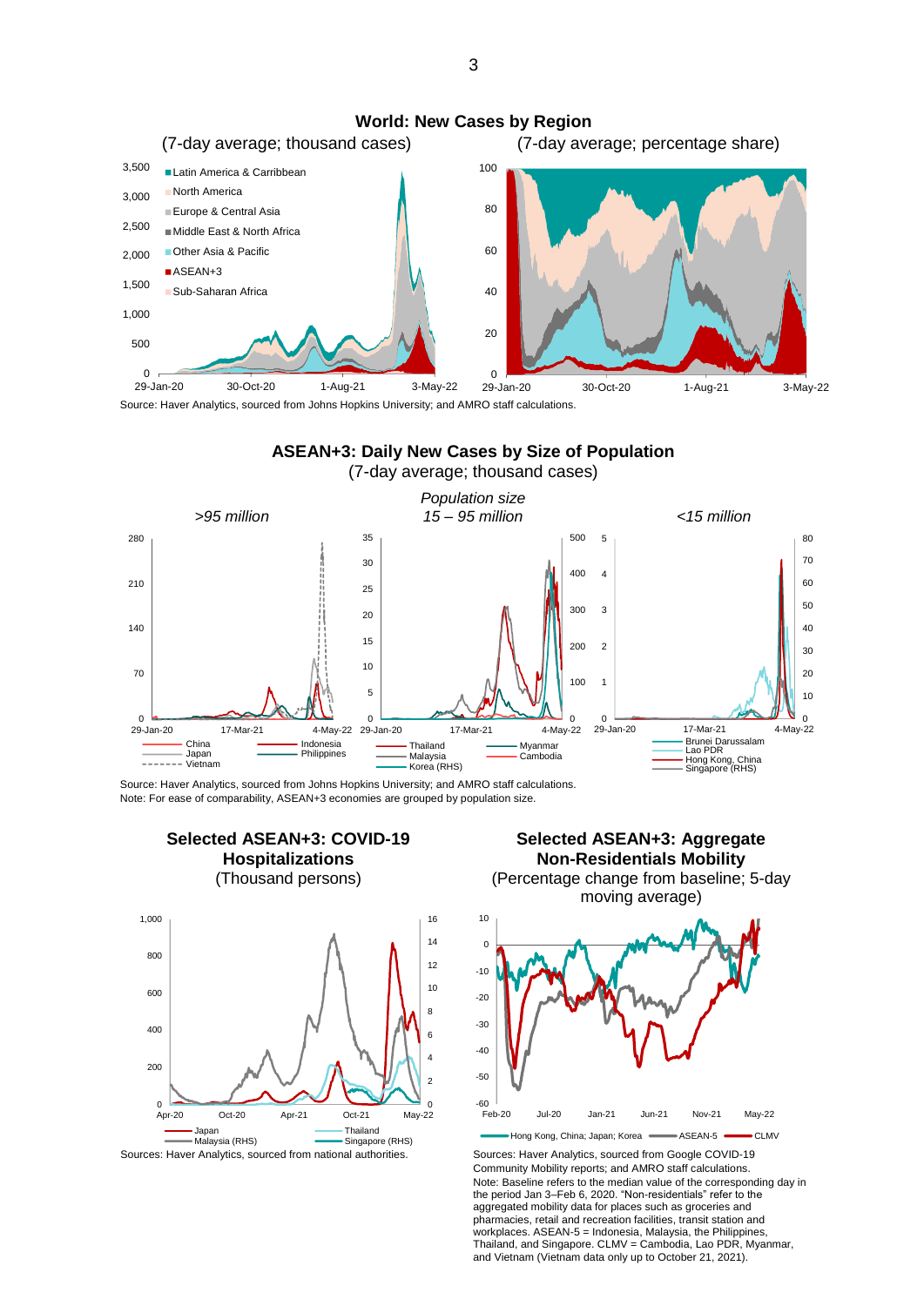## World: New Cases by Region

(7-day average; thousand cases)

3,500
3,000
2,500
2,000
1,500
1,000
500
0

Latin America & Carribbean
North America
Europe & Central Asia
Middle East & North Africa
Other Asia & Pacific
ASEAN+3
Sub-Saharan Africa

29-Jan-20 30-Oct-20 1-Aug-21 3-May-22

(7-day average; percentage share)

100
80
60
40
20
0

29-Jan-20 30-Oct-20 1-Aug-21 3-May-22

Source: Haver Analytics, sourced from Johns Hopkins University; and AMRO staff calculations.

## ASEAN+3: Daily New Cases by Size of Population

(7-day average; thousand cases)

*Population size*

*>95 million*

280
210
140
70
0

29-Jan-20 17-Mar-21 4-May-22

China
Japan
Vietnam
Indonesia
Philippines

*15 – 95 million*

35
30
25
20
15
10
5
0

500
400
300
200
100
0

29-Jan-20 17-Mar-21 4-May-22

Thailand
Malaysia
Korea (RHS)
Myanmar
Cambodia

*<15 million*

5
4
3
2
1
0

80
70
60
50
40
30
20
10
0

29-Jan-20 17-Mar-21 4-May-22

Brunei Darussalam
Lao PDR
Hong Kong, China
Singapore (RHS)

Source: Haver Analytics, sourced from Johns Hopkins University; and AMRO staff calculations.
Note: For ease of comparability, ASEAN+3 economies are grouped by population size.

## Selected ASEAN+3: COVID-19 Hospitalizations

(Thousand persons)

1,000
800
600
400
200
0

16
14
12
10
8
6
4
2
0

Apr-20 Oct-20 Apr-21 Oct-21 May-22

Japan
Malaysia (RHS)
Thailand
Singapore (RHS)

Sources: Haver Analytics, sourced from national authorities.

## Selected ASEAN+3: Aggregate Non-Residentials Mobility

(Percentage change from baseline; 5-day moving average)

10
0
-10
-20
-30
-40
-50
-60

Feb-20 Jul-20 Jan-21 Jun-21 Nov-21 May-22

Hong Kong, China; Japan; Korea
ASEAN-5
CLMV

Sources: Haver Analytics, sourced from Google COVID-19 Community Mobility reports; and AMRO staff calculations.
Note: Baseline refers to the median value of the corresponding day in the period Jan 3–Feb 6, 2020. "Non-residentials" refer to the aggregated mobility data for places such as groceries and pharmacies, retail and recreation facilities, transit station and workplaces. ASEAN-5 = Indonesia, Malaysia, the Philippines, Thailand, and Singapore. CLMV = Cambodia, Lao PDR, Myanmar, and Vietnam (Vietnam data only up to October 21, 2021).